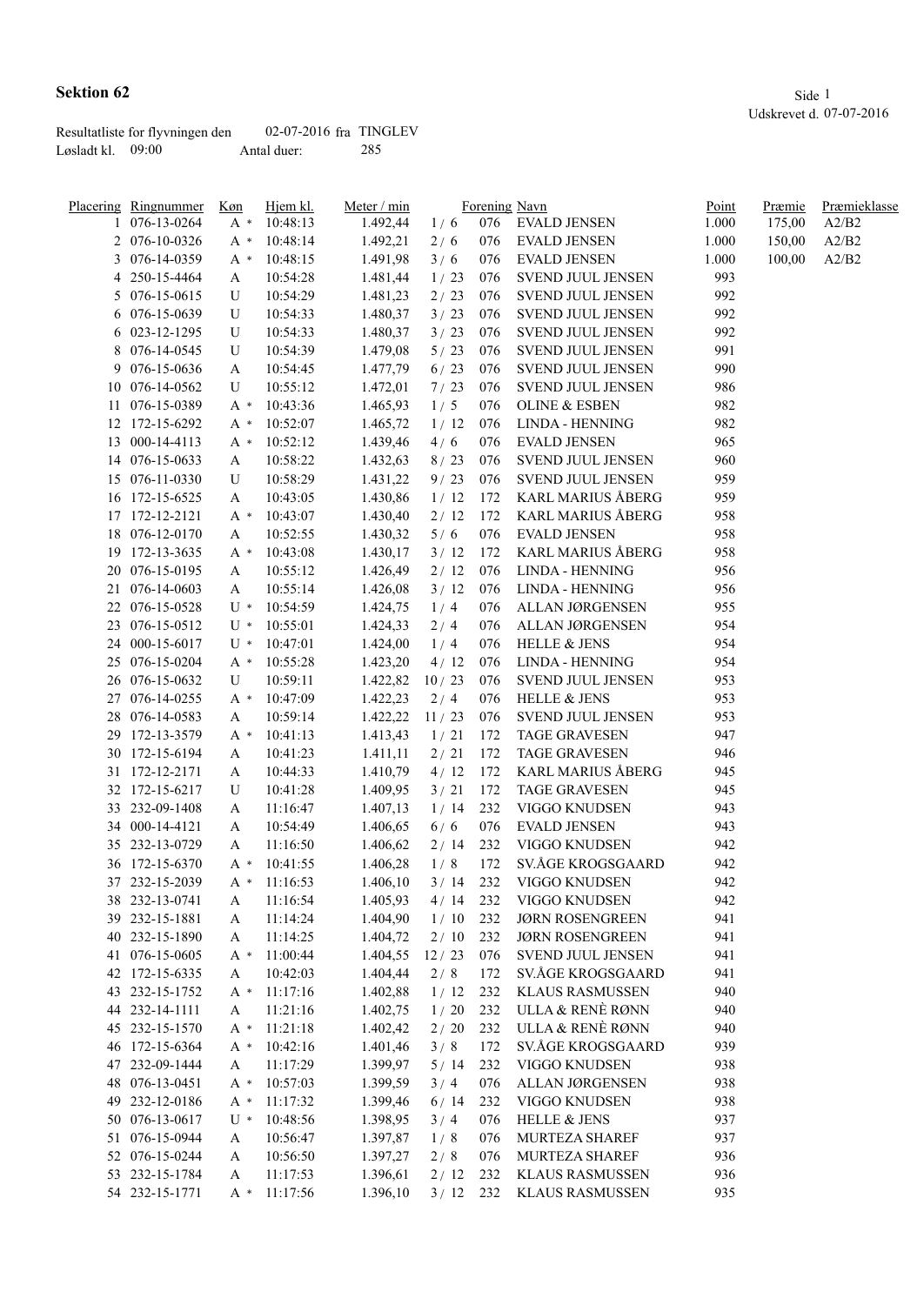# Sektion 62

Udskrevet d. 07-07-2016

Resultatliste for flyvningen den 02-07-2016 fra TINGLEV
Løsladt kl. 09:00 Antal duer: 285

| Placering | Ringnummer | Køn | Hjem kl. | Meter / min | | Forening | Navn | Point | Præmie | Præmieklasse |
|---|---|---|---|---|---|---|---|---|---|---|
| 1 | 076-13-0264 | A * | 10:48:13 | 1.492,44 | 1 / 6 | 076 | EVALD JENSEN | 1.000 | 175,00 | A2/B2 |
| 2 | 076-10-0326 | A * | 10:48:14 | 1.492,21 | 2 / 6 | 076 | EVALD JENSEN | 1.000 | 150,00 | A2/B2 |
| 3 | 076-14-0359 | A * | 10:48:15 | 1.491,98 | 3 / 6 | 076 | EVALD JENSEN | 1.000 | 100,00 | A2/B2 |
| 4 | 250-15-4464 | A | 10:54:28 | 1.481,44 | 1 / 23 | 076 | SVEND JUUL JENSEN | 993 | | |
| 5 | 076-15-0615 | U | 10:54:29 | 1.481,23 | 2 / 23 | 076 | SVEND JUUL JENSEN | 992 | | |
| 6 | 076-15-0639 | U | 10:54:33 | 1.480,37 | 3 / 23 | 076 | SVEND JUUL JENSEN | 992 | | |
| 6 | 023-12-1295 | U | 10:54:33 | 1.480,37 | 3 / 23 | 076 | SVEND JUUL JENSEN | 992 | | |
| 8 | 076-14-0545 | U | 10:54:39 | 1.479,08 | 5 / 23 | 076 | SVEND JUUL JENSEN | 991 | | |
| 9 | 076-15-0636 | A | 10:54:45 | 1.477,79 | 6 / 23 | 076 | SVEND JUUL JENSEN | 990 | | |
| 10 | 076-14-0562 | U | 10:55:12 | 1.472,01 | 7 / 23 | 076 | SVEND JUUL JENSEN | 986 | | |
| 11 | 076-15-0389 | A * | 10:43:36 | 1.465,93 | 1 / 5 | 076 | OLINE & ESBEN | 982 | | |
| 12 | 172-15-6292 | A * | 10:52:07 | 1.465,72 | 1 / 12 | 076 | LINDA - HENNING | 982 | | |
| 13 | 000-14-4113 | A * | 10:52:12 | 1.439,46 | 4 / 6 | 076 | EVALD JENSEN | 965 | | |
| 14 | 076-15-0633 | A | 10:58:22 | 1.432,63 | 8 / 23 | 076 | SVEND JUUL JENSEN | 960 | | |
| 15 | 076-11-0330 | U | 10:58:29 | 1.431,22 | 9 / 23 | 076 | SVEND JUUL JENSEN | 959 | | |
| 16 | 172-15-6525 | A | 10:43:05 | 1.430,86 | 1 / 12 | 172 | KARL MARIUS ÅBERG | 959 | | |
| 17 | 172-12-2121 | A * | 10:43:07 | 1.430,40 | 2 / 12 | 172 | KARL MARIUS ÅBERG | 958 | | |
| 18 | 076-12-0170 | A | 10:52:55 | 1.430,32 | 5 / 6 | 076 | EVALD JENSEN | 958 | | |
| 19 | 172-13-3635 | A * | 10:43:08 | 1.430,17 | 3 / 12 | 172 | KARL MARIUS ÅBERG | 958 | | |
| 20 | 076-15-0195 | A | 10:55:12 | 1.426,49 | 2 / 12 | 076 | LINDA - HENNING | 956 | | |
| 21 | 076-14-0603 | A | 10:55:14 | 1.426,08 | 3 / 12 | 076 | LINDA - HENNING | 956 | | |
| 22 | 076-15-0528 | U * | 10:54:59 | 1.424,75 | 1 / 4 | 076 | ALLAN JØRGENSEN | 955 | | |
| 23 | 076-15-0512 | U * | 10:55:01 | 1.424,33 | 2 / 4 | 076 | ALLAN JØRGENSEN | 954 | | |
| 24 | 000-15-6017 | U * | 10:47:01 | 1.424,00 | 1 / 4 | 076 | HELLE & JENS | 954 | | |
| 25 | 076-15-0204 | A * | 10:55:28 | 1.423,20 | 4 / 12 | 076 | LINDA - HENNING | 954 | | |
| 26 | 076-15-0632 | U | 10:59:11 | 1.422,82 | 10 / 23 | 076 | SVEND JUUL JENSEN | 953 | | |
| 27 | 076-14-0255 | A * | 10:47:09 | 1.422,23 | 2 / 4 | 076 | HELLE & JENS | 953 | | |
| 28 | 076-14-0583 | A | 10:59:14 | 1.422,22 | 11 / 23 | 076 | SVEND JUUL JENSEN | 953 | | |
| 29 | 172-13-3579 | A * | 10:41:13 | 1.413,43 | 1 / 21 | 172 | TAGE GRAVESEN | 947 | | |
| 30 | 172-15-6194 | A | 10:41:23 | 1.411,11 | 2 / 21 | 172 | TAGE GRAVESEN | 946 | | |
| 31 | 172-12-2171 | A | 10:44:33 | 1.410,79 | 4 / 12 | 172 | KARL MARIUS ÅBERG | 945 | | |
| 32 | 172-15-6217 | U | 10:41:28 | 1.409,95 | 3 / 21 | 172 | TAGE GRAVESEN | 945 | | |
| 33 | 232-09-1408 | A | 11:16:47 | 1.407,13 | 1 / 14 | 232 | VIGGO KNUDSEN | 943 | | |
| 34 | 000-14-4121 | A | 10:54:49 | 1.406,65 | 6 / 6 | 076 | EVALD JENSEN | 943 | | |
| 35 | 232-13-0729 | A | 11:16:50 | 1.406,62 | 2 / 14 | 232 | VIGGO KNUDSEN | 942 | | |
| 36 | 172-15-6370 | A * | 10:41:55 | 1.406,28 | 1 / 8 | 172 | SV.ÅGE KROGSGAARD | 942 | | |
| 37 | 232-15-2039 | A * | 11:16:53 | 1.406,10 | 3 / 14 | 232 | VIGGO KNUDSEN | 942 | | |
| 38 | 232-13-0741 | A | 11:16:54 | 1.405,93 | 4 / 14 | 232 | VIGGO KNUDSEN | 942 | | |
| 39 | 232-15-1881 | A | 11:14:24 | 1.404,90 | 1 / 10 | 232 | JØRN ROSENGREEN | 941 | | |
| 40 | 232-15-1890 | A | 11:14:25 | 1.404,72 | 2 / 10 | 232 | JØRN ROSENGREEN | 941 | | |
| 41 | 076-15-0605 | A * | 11:00:44 | 1.404,55 | 12 / 23 | 076 | SVEND JUUL JENSEN | 941 | | |
| 42 | 172-15-6335 | A | 10:42:03 | 1.404,44 | 2 / 8 | 172 | SV.ÅGE KROGSGAARD | 941 | | |
| 43 | 232-15-1752 | A * | 11:17:16 | 1.402,88 | 1 / 12 | 232 | KLAUS RASMUSSEN | 940 | | |
| 44 | 232-14-1111 | A | 11:21:16 | 1.402,75 | 1 / 20 | 232 | ULLA & RENÈ RØNN | 940 | | |
| 45 | 232-15-1570 | A * | 11:21:18 | 1.402,42 | 2 / 20 | 232 | ULLA & RENÈ RØNN | 940 | | |
| 46 | 172-15-6364 | A * | 10:42:16 | 1.401,46 | 3 / 8 | 172 | SV.ÅGE KROGSGAARD | 939 | | |
| 47 | 232-09-1444 | A | 11:17:29 | 1.399,97 | 5 / 14 | 232 | VIGGO KNUDSEN | 938 | | |
| 48 | 076-13-0451 | A * | 10:57:03 | 1.399,59 | 3 / 4 | 076 | ALLAN JØRGENSEN | 938 | | |
| 49 | 232-12-0186 | A * | 11:17:32 | 1.399,46 | 6 / 14 | 232 | VIGGO KNUDSEN | 938 | | |
| 50 | 076-13-0617 | U * | 10:48:56 | 1.398,95 | 3 / 4 | 076 | HELLE & JENS | 937 | | |
| 51 | 076-15-0944 | A | 10:56:47 | 1.397,87 | 1 / 8 | 076 | MURTEZA SHAREF | 937 | | |
| 52 | 076-15-0244 | A | 10:56:50 | 1.397,27 | 2 / 8 | 076 | MURTEZA SHAREF | 936 | | |
| 53 | 232-15-1784 | A | 11:17:53 | 1.396,61 | 2 / 12 | 232 | KLAUS RASMUSSEN | 936 | | |
| 54 | 232-15-1771 | A * | 11:17:56 | 1.396,10 | 3 / 12 | 232 | KLAUS RASMUSSEN | 935 | | |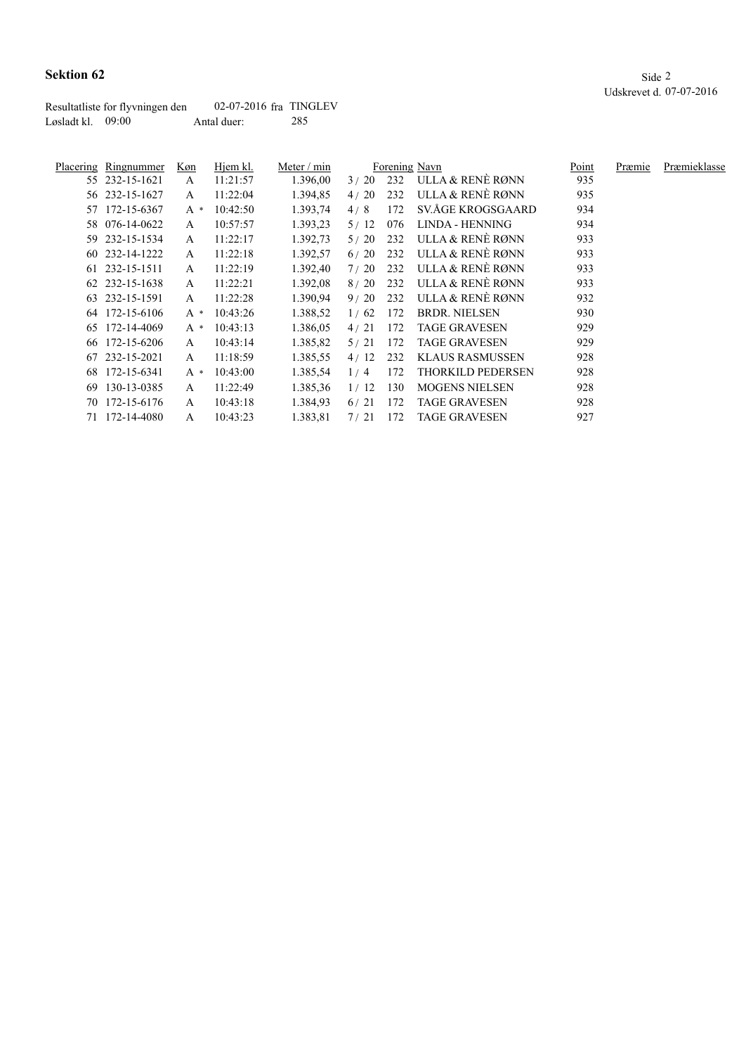## Sektion 62

Resultatliste for flyvningen den 02-07-2016 fra TINGLEV
Løsladt kl. 09:00 Antal duer: 285

| Placering | Ringnummer | Køn | Hjem kl. | Meter / min | Forening | | Navn | Point | Præmie | Præmieklasse |
|---|---|---|---|---|---|---|---|---|---|---|
| 55 | 232-15-1621 | A | 11:21:57 | 1.396,00 | 3 / 20 | 232 | ULLA & RENÈ RØNN | 935 | | |
| 56 | 232-15-1627 | A | 11:22:04 | 1.394,85 | 4 / 20 | 232 | ULLA & RENÈ RØNN | 935 | | |
| 57 | 172-15-6367 | A * | 10:42:50 | 1.393,74 | 4 / 8 | 172 | SV.ÅGE KROGSGAARD | 934 | | |
| 58 | 076-14-0622 | A | 10:57:57 | 1.393,23 | 5 / 12 | 076 | LINDA - HENNING | 934 | | |
| 59 | 232-15-1534 | A | 11:22:17 | 1.392,73 | 5 / 20 | 232 | ULLA & RENÈ RØNN | 933 | | |
| 60 | 232-14-1222 | A | 11:22:18 | 1.392,57 | 6 / 20 | 232 | ULLA & RENÈ RØNN | 933 | | |
| 61 | 232-15-1511 | A | 11:22:19 | 1.392,40 | 7 / 20 | 232 | ULLA & RENÈ RØNN | 933 | | |
| 62 | 232-15-1638 | A | 11:22:21 | 1.392,08 | 8 / 20 | 232 | ULLA & RENÈ RØNN | 933 | | |
| 63 | 232-15-1591 | A | 11:22:28 | 1.390,94 | 9 / 20 | 232 | ULLA & RENÈ RØNN | 932 | | |
| 64 | 172-15-6106 | A * | 10:43:26 | 1.388,52 | 1 / 62 | 172 | BRDR. NIELSEN | 930 | | |
| 65 | 172-14-4069 | A * | 10:43:13 | 1.386,05 | 4 / 21 | 172 | TAGE GRAVESEN | 929 | | |
| 66 | 172-15-6206 | A | 10:43:14 | 1.385,82 | 5 / 21 | 172 | TAGE GRAVESEN | 929 | | |
| 67 | 232-15-2021 | A | 11:18:59 | 1.385,55 | 4 / 12 | 232 | KLAUS RASMUSSEN | 928 | | |
| 68 | 172-15-6341 | A * | 10:43:00 | 1.385,54 | 1 / 4 | 172 | THORKILD PEDERSEN | 928 | | |
| 69 | 130-13-0385 | A | 11:22:49 | 1.385,36 | 1 / 12 | 130 | MOGENS NIELSEN | 928 | | |
| 70 | 172-15-6176 | A | 10:43:18 | 1.384,93 | 6 / 21 | 172 | TAGE GRAVESEN | 928 | | |
| 71 | 172-14-4080 | A | 10:43:23 | 1.383,81 | 7 / 21 | 172 | TAGE GRAVESEN | 927 | | |